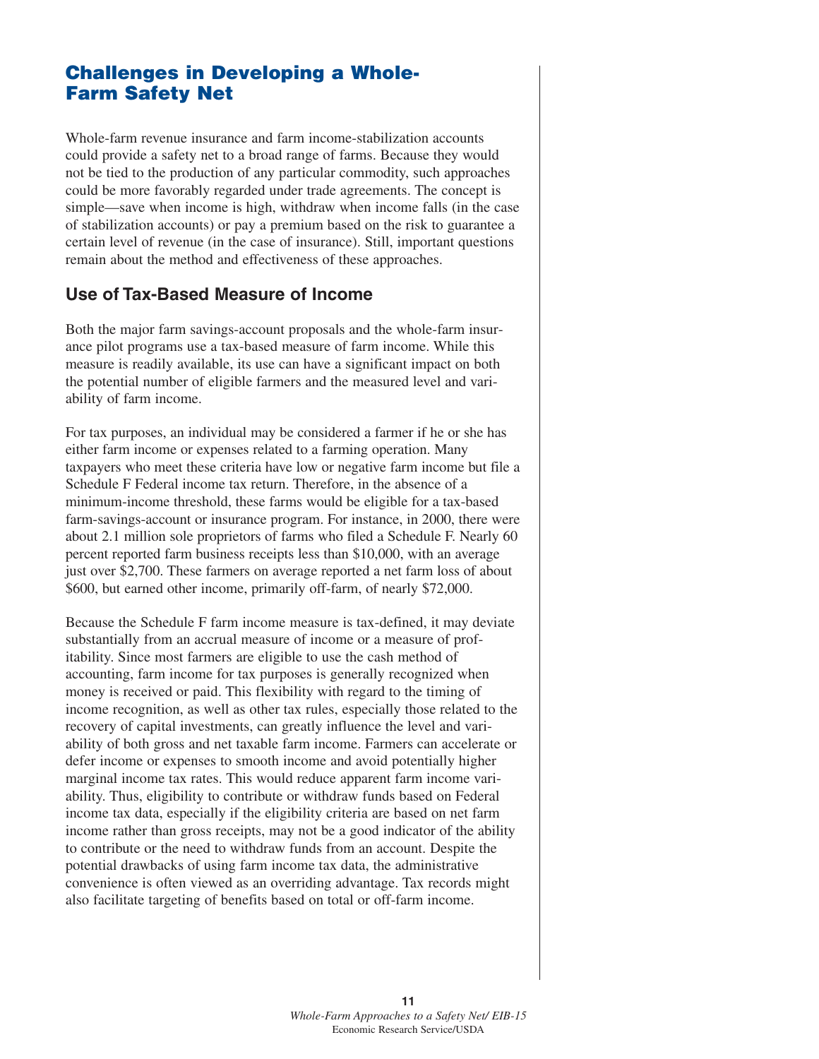# Challenges in Developing a Whole-Farm Safety Net

Whole-farm revenue insurance and farm income-stabilization accounts could provide a safety net to a broad range of farms. Because they would not be tied to the production of any particular commodity, such approaches could be more favorably regarded under trade agreements. The concept is simple—save when income is high, withdraw when income falls (in the case of stabilization accounts) or pay a premium based on the risk to guarantee a certain level of revenue (in the case of insurance). Still, important questions remain about the method and effectiveness of these approaches.

## Use of Tax-Based Measure of Income

Both the major farm savings-account proposals and the whole-farm insurance pilot programs use a tax-based measure of farm income. While this measure is readily available, its use can have a significant impact on both the potential number of eligible farmers and the measured level and variability of farm income.

For tax purposes, an individual may be considered a farmer if he or she has either farm income or expenses related to a farming operation. Many taxpayers who meet these criteria have low or negative farm income but file a Schedule F Federal income tax return. Therefore, in the absence of a minimum-income threshold, these farms would be eligible for a tax-based farm-savings-account or insurance program. For instance, in 2000, there were about 2.1 million sole proprietors of farms who filed a Schedule F. Nearly 60 percent reported farm business receipts less than $10,000, with an average just over $2,700. These farmers on average reported a net farm loss of about $600, but earned other income, primarily off-farm, of nearly $72,000.

Because the Schedule F farm income measure is tax-defined, it may deviate substantially from an accrual measure of income or a measure of profitability. Since most farmers are eligible to use the cash method of accounting, farm income for tax purposes is generally recognized when money is received or paid. This flexibility with regard to the timing of income recognition, as well as other tax rules, especially those related to the recovery of capital investments, can greatly influence the level and variability of both gross and net taxable farm income. Farmers can accelerate or defer income or expenses to smooth income and avoid potentially higher marginal income tax rates. This would reduce apparent farm income variability. Thus, eligibility to contribute or withdraw funds based on Federal income tax data, especially if the eligibility criteria are based on net farm income rather than gross receipts, may not be a good indicator of the ability to contribute or the need to withdraw funds from an account. Despite the potential drawbacks of using farm income tax data, the administrative convenience is often viewed as an overriding advantage. Tax records might also facilitate targeting of benefits based on total or off-farm income.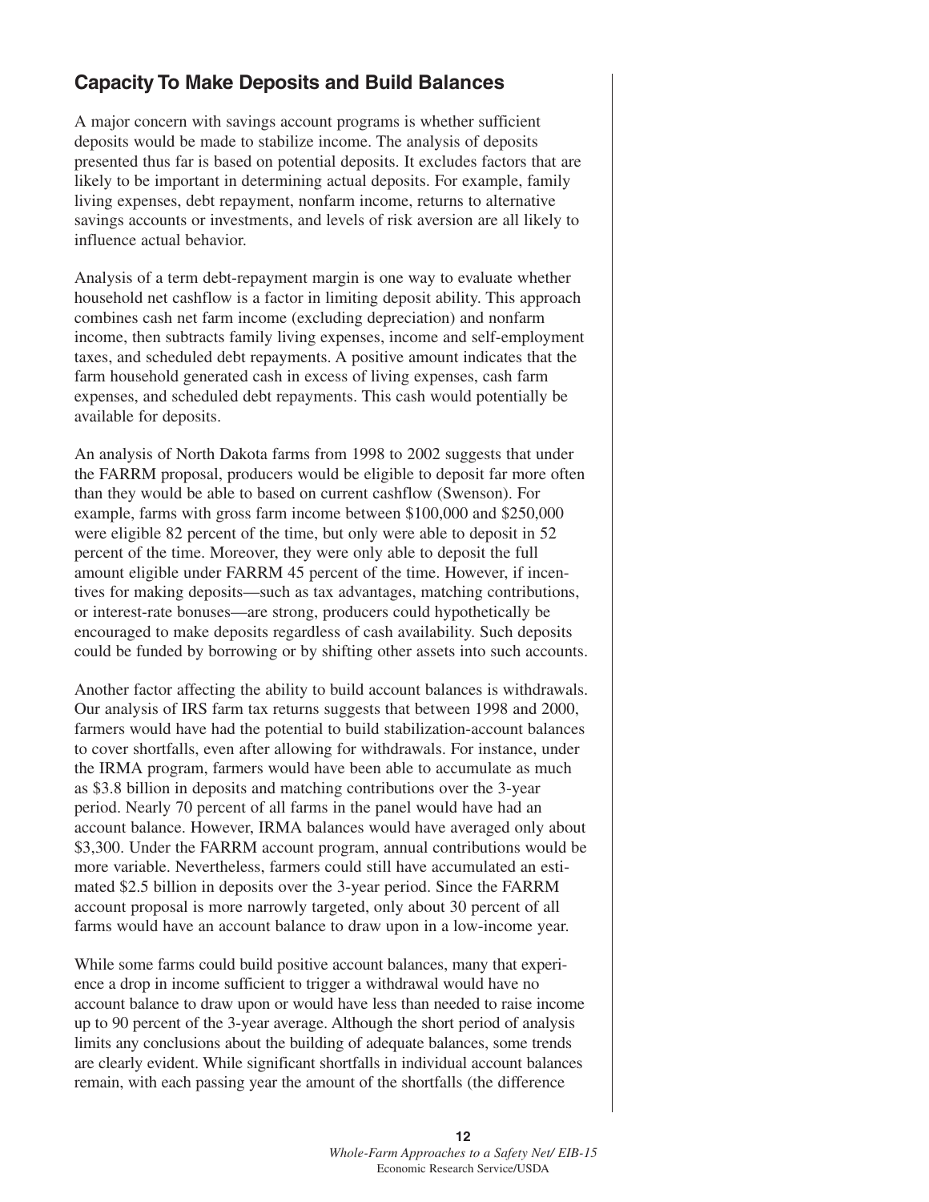## Capacity To Make Deposits and Build Balances

A major concern with savings account programs is whether sufficient deposits would be made to stabilize income. The analysis of deposits presented thus far is based on potential deposits. It excludes factors that are likely to be important in determining actual deposits. For example, family living expenses, debt repayment, nonfarm income, returns to alternative savings accounts or investments, and levels of risk aversion are all likely to influence actual behavior.

Analysis of a term debt-repayment margin is one way to evaluate whether household net cashflow is a factor in limiting deposit ability. This approach combines cash net farm income (excluding depreciation) and nonfarm income, then subtracts family living expenses, income and self-employment taxes, and scheduled debt repayments. A positive amount indicates that the farm household generated cash in excess of living expenses, cash farm expenses, and scheduled debt repayments. This cash would potentially be available for deposits.

An analysis of North Dakota farms from 1998 to 2002 suggests that under the FARRM proposal, producers would be eligible to deposit far more often than they would be able to based on current cashflow (Swenson). For example, farms with gross farm income between $100,000 and $250,000 were eligible 82 percent of the time, but only were able to deposit in 52 percent of the time. Moreover, they were only able to deposit the full amount eligible under FARRM 45 percent of the time. However, if incentives for making deposits—such as tax advantages, matching contributions, or interest-rate bonuses—are strong, producers could hypothetically be encouraged to make deposits regardless of cash availability. Such deposits could be funded by borrowing or by shifting other assets into such accounts.

Another factor affecting the ability to build account balances is withdrawals. Our analysis of IRS farm tax returns suggests that between 1998 and 2000, farmers would have had the potential to build stabilization-account balances to cover shortfalls, even after allowing for withdrawals. For instance, under the IRMA program, farmers would have been able to accumulate as much as $3.8 billion in deposits and matching contributions over the 3-year period. Nearly 70 percent of all farms in the panel would have had an account balance. However, IRMA balances would have averaged only about $3,300. Under the FARRM account program, annual contributions would be more variable. Nevertheless, farmers could still have accumulated an estimated $2.5 billion in deposits over the 3-year period. Since the FARRM account proposal is more narrowly targeted, only about 30 percent of all farms would have an account balance to draw upon in a low-income year.

While some farms could build positive account balances, many that experience a drop in income sufficient to trigger a withdrawal would have no account balance to draw upon or would have less than needed to raise income up to 90 percent of the 3-year average. Although the short period of analysis limits any conclusions about the building of adequate balances, some trends are clearly evident. While significant shortfalls in individual account balances remain, with each passing year the amount of the shortfalls (the difference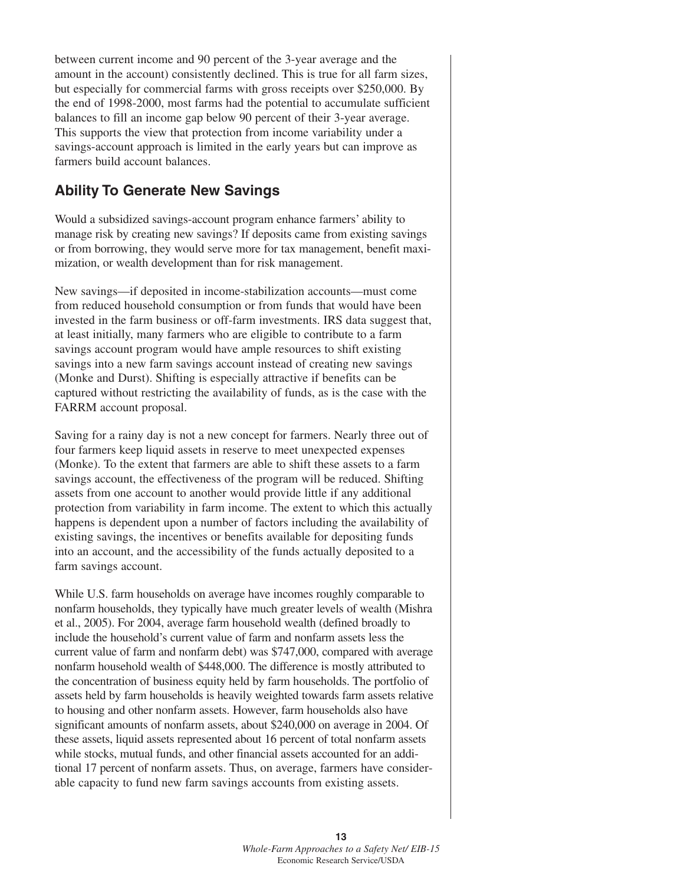between current income and 90 percent of the 3-year average and the amount in the account) consistently declined. This is true for all farm sizes, but especially for commercial farms with gross receipts over $250,000. By the end of 1998-2000, most farms had the potential to accumulate sufficient balances to fill an income gap below 90 percent of their 3-year average. This supports the view that protection from income variability under a savings-account approach is limited in the early years but can improve as farmers build account balances.

## Ability To Generate New Savings

Would a subsidized savings-account program enhance farmers' ability to manage risk by creating new savings? If deposits came from existing savings or from borrowing, they would serve more for tax management, benefit maximization, or wealth development than for risk management.

New savings—if deposited in income-stabilization accounts—must come from reduced household consumption or from funds that would have been invested in the farm business or off-farm investments. IRS data suggest that, at least initially, many farmers who are eligible to contribute to a farm savings account program would have ample resources to shift existing savings into a new farm savings account instead of creating new savings (Monke and Durst). Shifting is especially attractive if benefits can be captured without restricting the availability of funds, as is the case with the FARRM account proposal.

Saving for a rainy day is not a new concept for farmers. Nearly three out of four farmers keep liquid assets in reserve to meet unexpected expenses (Monke). To the extent that farmers are able to shift these assets to a farm savings account, the effectiveness of the program will be reduced. Shifting assets from one account to another would provide little if any additional protection from variability in farm income. The extent to which this actually happens is dependent upon a number of factors including the availability of existing savings, the incentives or benefits available for depositing funds into an account, and the accessibility of the funds actually deposited to a farm savings account.

While U.S. farm households on average have incomes roughly comparable to nonfarm households, they typically have much greater levels of wealth (Mishra et al., 2005). For 2004, average farm household wealth (defined broadly to include the household's current value of farm and nonfarm assets less the current value of farm and nonfarm debt) was $747,000, compared with average nonfarm household wealth of $448,000. The difference is mostly attributed to the concentration of business equity held by farm households. The portfolio of assets held by farm households is heavily weighted towards farm assets relative to housing and other nonfarm assets. However, farm households also have significant amounts of nonfarm assets, about $240,000 on average in 2004. Of these assets, liquid assets represented about 16 percent of total nonfarm assets while stocks, mutual funds, and other financial assets accounted for an additional 17 percent of nonfarm assets. Thus, on average, farmers have considerable capacity to fund new farm savings accounts from existing assets.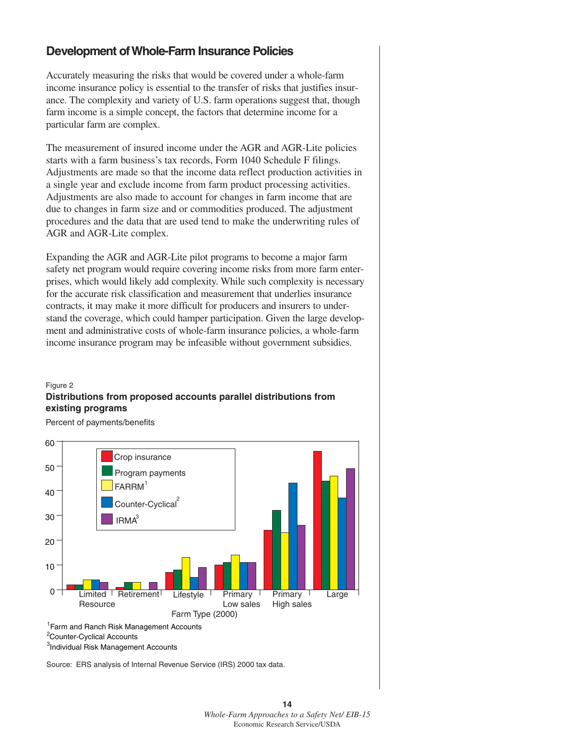## Development of Whole-Farm Insurance Policies

Accurately measuring the risks that would be covered under a whole-farm income insurance policy is essential to the transfer of risks that justifies insurance. The complexity and variety of U.S. farm operations suggest that, though farm income is a simple concept, the factors that determine income for a particular farm are complex.

The measurement of insured income under the AGR and AGR-Lite policies starts with a farm business's tax records, Form 1040 Schedule F filings. Adjustments are made so that the income data reflect production activities in a single year and exclude income from farm product processing activities. Adjustments are also made to account for changes in farm income that are due to changes in farm size and or commodities produced. The adjustment procedures and the data that are used tend to make the underwriting rules of AGR and AGR-Lite complex.

Expanding the AGR and AGR-Lite pilot programs to become a major farm safety net program would require covering income risks from more farm enterprises, which would likely add complexity. While such complexity is necessary for the accurate risk classification and measurement that underlies insurance contracts, it may make it more difficult for producers and insurers to understand the coverage, which could hamper participation. Given the large development and administrative costs of whole-farm insurance policies, a whole-farm income insurance program may be infeasible without government subsidies.

Figure 2

**Distributions from proposed accounts parallel distributions from existing programs**

Percent of payments/benefits

[1]Farm and Ranch Risk Management Accounts

[2]Counter-Cyclical Accounts

[3]Individual Risk Management Accounts

Source: ERS analysis of Internal Revenue Service (IRS) 2000 tax data.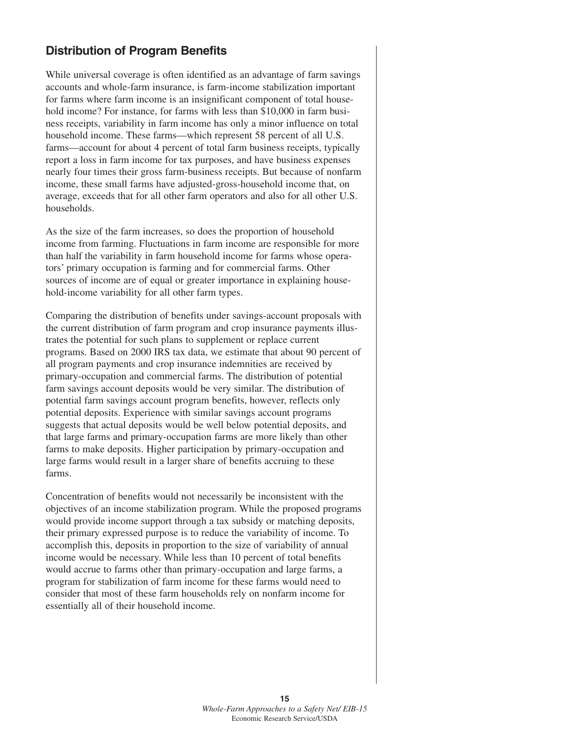## Distribution of Program Benefits

While universal coverage is often identified as an advantage of farm savings accounts and whole-farm insurance, is farm-income stabilization important for farms where farm income is an insignificant component of total household income? For instance, for farms with less than $10,000 in farm business receipts, variability in farm income has only a minor influence on total household income. These farms—which represent 58 percent of all U.S. farms—account for about 4 percent of total farm business receipts, typically report a loss in farm income for tax purposes, and have business expenses nearly four times their gross farm-business receipts. But because of nonfarm income, these small farms have adjusted-gross-household income that, on average, exceeds that for all other farm operators and also for all other U.S. households.

As the size of the farm increases, so does the proportion of household income from farming. Fluctuations in farm income are responsible for more than half the variability in farm household income for farms whose operators' primary occupation is farming and for commercial farms. Other sources of income are of equal or greater importance in explaining household-income variability for all other farm types.

Comparing the distribution of benefits under savings-account proposals with the current distribution of farm program and crop insurance payments illustrates the potential for such plans to supplement or replace current programs. Based on 2000 IRS tax data, we estimate that about 90 percent of all program payments and crop insurance indemnities are received by primary-occupation and commercial farms. The distribution of potential farm savings account deposits would be very similar. The distribution of potential farm savings account program benefits, however, reflects only potential deposits. Experience with similar savings account programs suggests that actual deposits would be well below potential deposits, and that large farms and primary-occupation farms are more likely than other farms to make deposits. Higher participation by primary-occupation and large farms would result in a larger share of benefits accruing to these farms.

Concentration of benefits would not necessarily be inconsistent with the objectives of an income stabilization program. While the proposed programs would provide income support through a tax subsidy or matching deposits, their primary expressed purpose is to reduce the variability of income. To accomplish this, deposits in proportion to the size of variability of annual income would be necessary. While less than 10 percent of total benefits would accrue to farms other than primary-occupation and large farms, a program for stabilization of farm income for these farms would need to consider that most of these farm households rely on nonfarm income for essentially all of their household income.